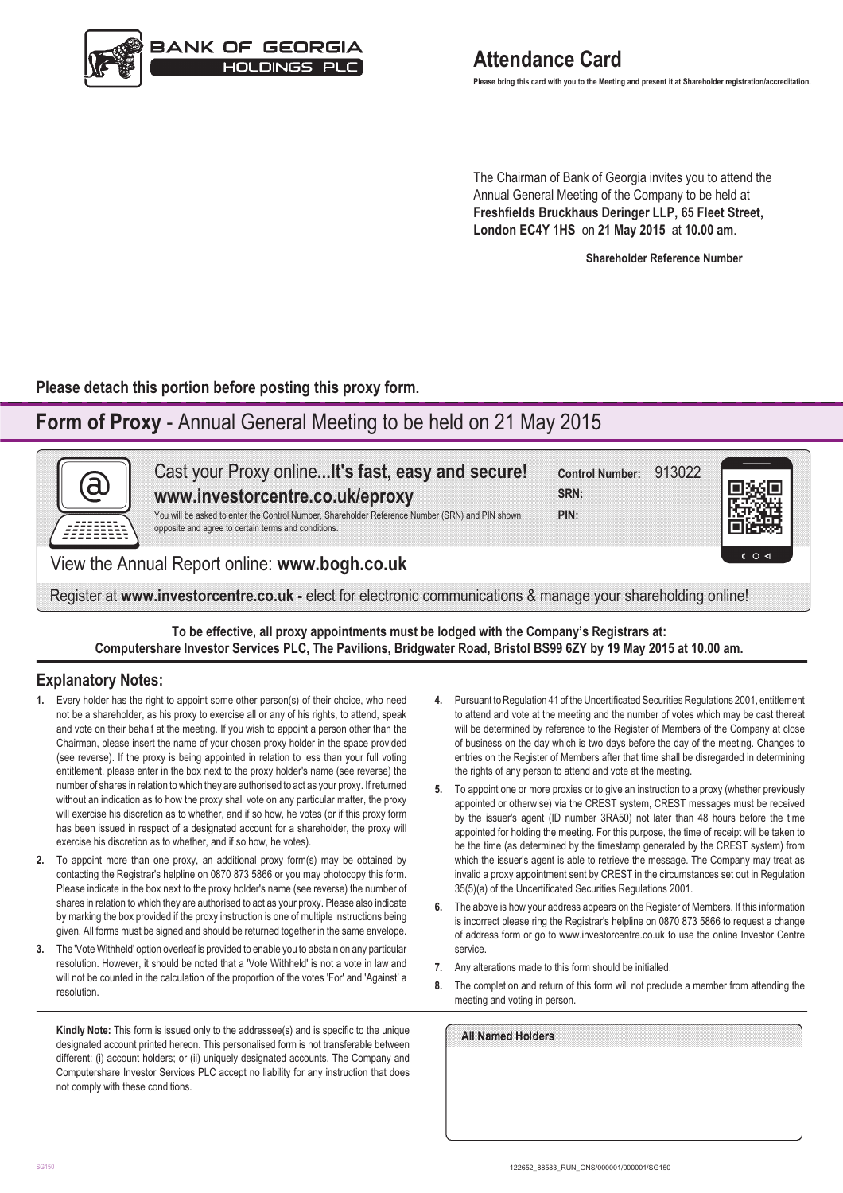BANK OF GEORGIA HOLDINGS PLC

# Attendance Card

**Please bring this card with you to the Meeting and present it at Shareholder registration/accreditation.**

The Chairman of Bank of Georgia invites you to attend the Annual General Meeting of the Company to be held at **Freshfields Bruckhaus Deringer LLP, 65 Fleet Street, London EC4Y 1HS** on **21 May 2015** at **10.00 am**.

**Shareholder Reference Number**

**Please detach this portion before posting this proxy form.**

## Form of Proxy - Annual General Meeting to be held on 21 May 2015

Cast your Proxy online**...It's fast, easy and secure!**
**www.investorcentre.co.uk/eproxy**

You will be asked to enter the Control Number, Shareholder Reference Number (SRN) and PIN shown opposite and agree to certain terms and conditions.

**Control Number:** 913022
**SRN:**
**PIN:**

View the Annual Report online: **www.bogh.co.uk**

Register at **www.investorcentre.co.uk -** elect for electronic communications & manage your shareholding online!

**To be effective, all proxy appointments must be lodged with the Company's Registrars at: Computershare Investor Services PLC, The Pavilions, Bridgwater Road, Bristol BS99 6ZY by 19 May 2015 at 10.00 am.**

### Explanatory Notes:

1. Every holder has the right to appoint some other person(s) of their choice, who need not be a shareholder, as his proxy to exercise all or any of his rights, to attend, speak and vote on their behalf at the meeting. If you wish to appoint a person other than the Chairman, please insert the name of your chosen proxy holder in the space provided (see reverse). If the proxy is being appointed in relation to less than your full voting entitlement, please enter in the box next to the proxy holder's name (see reverse) the number of shares in relation to which they are authorised to act as your proxy. If returned without an indication as to how the proxy shall vote on any particular matter, the proxy will exercise his discretion as to whether, and if so how, he votes (or if this proxy form has been issued in respect of a designated account for a shareholder, the proxy will exercise his discretion as to whether, and if so how, he votes).
2. To appoint more than one proxy, an additional proxy form(s) may be obtained by contacting the Registrar's helpline on 0870 873 5866 or you may photocopy this form. Please indicate in the box next to the proxy holder's name (see reverse) the number of shares in relation to which they are authorised to act as your proxy. Please also indicate by marking the box provided if the proxy instruction is one of multiple instructions being given. All forms must be signed and should be returned together in the same envelope.
3. The 'Vote Withheld' option overleaf is provided to enable you to abstain on any particular resolution. However, it should be noted that a 'Vote Withheld' is not a vote in law and will not be counted in the calculation of the proportion of the votes 'For' and 'Against' a resolution.
4. Pursuant to Regulation 41 of the Uncertificated Securities Regulations 2001, entitlement to attend and vote at the meeting and the number of votes which may be cast thereat will be determined by reference to the Register of Members of the Company at close of business on the day which is two days before the day of the meeting. Changes to entries on the Register of Members after that time shall be disregarded in determining the rights of any person to attend and vote at the meeting.
5. To appoint one or more proxies or to give an instruction to a proxy (whether previously appointed or otherwise) via the CREST system, CREST messages must be received by the issuer's agent (ID number 3RA50) not later than 48 hours before the time appointed for holding the meeting. For this purpose, the time of receipt will be taken to be the time (as determined by the timestamp generated by the CREST system) from which the issuer's agent is able to retrieve the message. The Company may treat as invalid a proxy appointment sent by CREST in the circumstances set out in Regulation 35(5)(a) of the Uncertificated Securities Regulations 2001.
6. The above is how your address appears on the Register of Members. If this information is incorrect please ring the Registrar's helpline on 0870 873 5866 to request a change of address form or go to www.investorcentre.co.uk to use the online Investor Centre service.
7. Any alterations made to this form should be initialled.
8. The completion and return of this form will not preclude a member from attending the meeting and voting in person.

**Kindly Note:** This form is issued only to the addressee(s) and is specific to the unique designated account printed hereon. This personalised form is not transferable between different: (i) account holders; or (ii) uniquely designated accounts. The Company and Computershare Investor Services PLC accept no liability for any instruction that does not comply with these conditions.

**All Named Holders**

SG150

122652_88583_RUN_ONS/000001/000001/SG150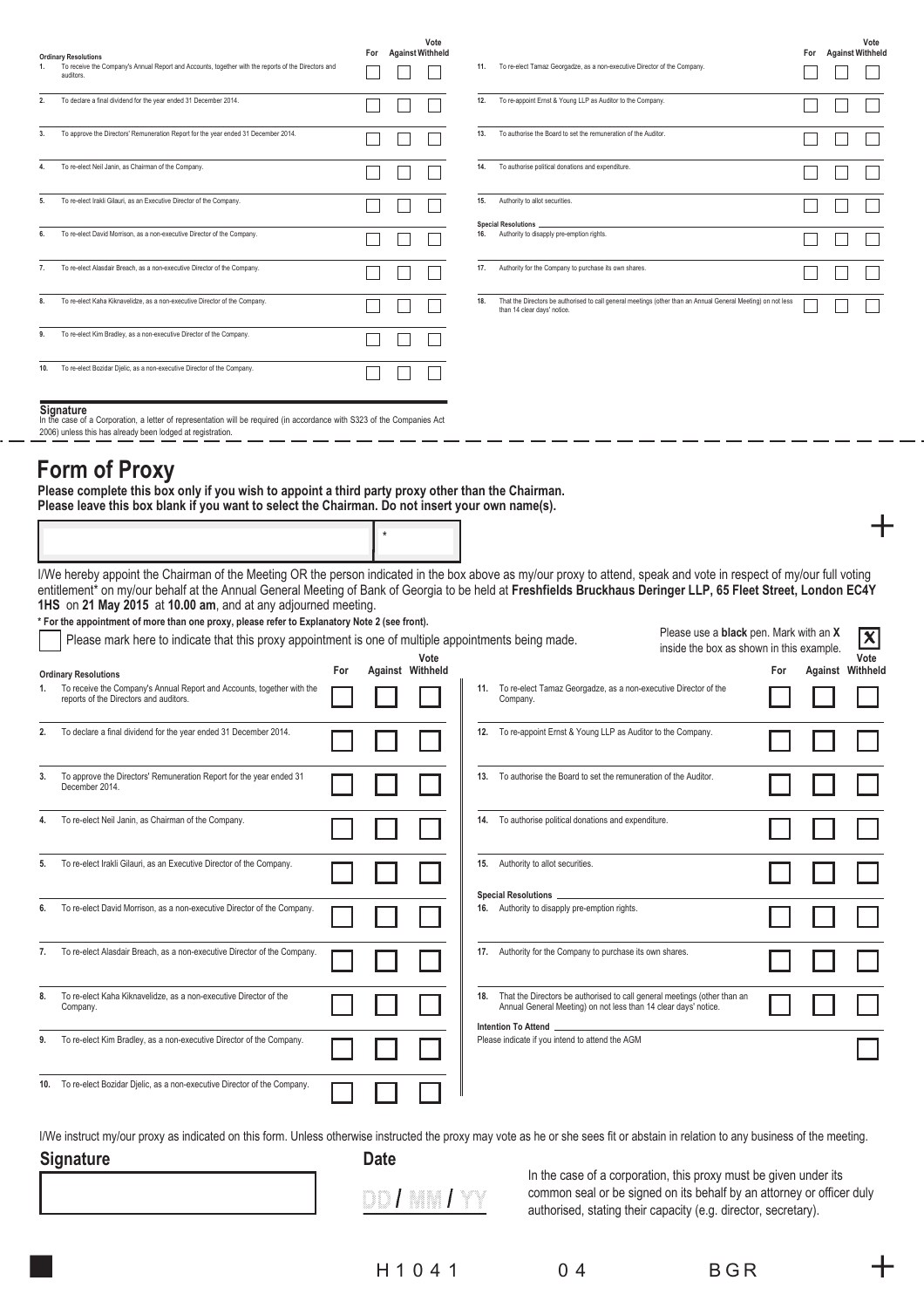| Ordinary Resolutions | For | Against | Vote Withheld |
|---|---|---|---|
| 1. To receive the Company's Annual Report and Accounts, together with the reports of the Directors and auditors. | | | |
| 2. To declare a final dividend for the year ended 31 December 2014. | | | |
| 3. To approve the Directors' Remuneration Report for the year ended 31 December 2014. | | | |
| 4. To re-elect Neil Janin, as Chairman of the Company. | | | |
| 5. To re-elect Irakli Gilauri, as an Executive Director of the Company. | | | |
| 6. To re-elect David Morrison, as a non-executive Director of the Company. | | | |
| 7. To re-elect Alasdair Breach, as a non-executive Director of the Company. | | | |
| 8. To re-elect Kaha Kiknavelidze, as a non-executive Director of the Company. | | | |
| 9. To re-elect Kim Bradley, as a non-executive Director of the Company. | | | |
| 10. To re-elect Bozidar Djelic, as a non-executive Director of the Company. | | | |
| 11. To re-elect Tamaz Georgadze, as a non-executive Director of the Company. | | | |
| 12. To re-appoint Ernst & Young LLP as Auditor to the Company. | | | |
| 13. To authorise the Board to set the remuneration of the Auditor. | | | |
| 14. To authorise political donations and expenditure. | | | |
| 15. Authority to allot securities. | | | |
| **Special Resolutions** | | | |
| 16. Authority to disapply pre-emption rights. | | | |
| 17. Authority for the Company to purchase its own shares. | | | |
| 18. That the Directors be authorised to call general meetings (other than an Annual General Meeting) on not less than 14 clear days' notice. | | | |

**Signature**
In the case of a Corporation, a letter of representation will be required (in accordance with S323 of the Companies Act 2006) unless this has already been lodged at registration.

# Form of Proxy

**Please complete this box only if you wish to appoint a third party proxy other than the Chairman.**
**Please leave this box blank if you want to select the Chairman. Do not insert your own name(s).**

| | * |
|---|---|

I/We hereby appoint the Chairman of the Meeting OR the person indicated in the box above as my/our proxy to attend, speak and vote in respect of my/our full voting entitlement* on my/our behalf at the Annual General Meeting of Bank of Georgia to be held at **Freshfields Bruckhaus Deringer LLP, 65 Fleet Street, London EC4Y 1HS** on **21 May 2015** at **10.00 am**, and at any adjourned meeting.

**\* For the appointment of more than one proxy, please refer to Explanatory Note 2 (see front).**

☐ Please mark here to indicate that this proxy appointment is one of multiple appointments being made.

Please use a **black** pen. Mark with an **X** inside the box as shown in this example. ☒

| Ordinary Resolutions | For | Against | Vote Withheld |
|---|---|---|---|
| 1. To receive the Company's Annual Report and Accounts, together with the reports of the Directors and auditors. | | | |
| 2. To declare a final dividend for the year ended 31 December 2014. | | | |
| 3. To approve the Directors' Remuneration Report for the year ended 31 December 2014. | | | |
| 4. To re-elect Neil Janin, as Chairman of the Company. | | | |
| 5. To re-elect Irakli Gilauri, as an Executive Director of the Company. | | | |
| 6. To re-elect David Morrison, as a non-executive Director of the Company. | | | |
| 7. To re-elect Alasdair Breach, as a non-executive Director of the Company. | | | |
| 8. To re-elect Kaha Kiknavelidze, as a non-executive Director of the Company. | | | |
| 9. To re-elect Kim Bradley, as a non-executive Director of the Company. | | | |
| 10. To re-elect Bozidar Djelic, as a non-executive Director of the Company. | | | |
| 11. To re-elect Tamaz Georgadze, as a non-executive Director of the Company. | | | |
| 12. To re-appoint Ernst & Young LLP as Auditor to the Company. | | | |
| 13. To authorise the Board to set the remuneration of the Auditor. | | | |
| 14. To authorise political donations and expenditure. | | | |
| 15. Authority to allot securities. | | | |
| **Special Resolutions** | | | |
| 16. Authority to disapply pre-emption rights. | | | |
| 17. Authority for the Company to purchase its own shares. | | | |
| 18. That the Directors be authorised to call general meetings (other than an Annual General Meeting) on not less than 14 clear days' notice. | | | |
| **Intention To Attend** | | | |
| Please indicate if you intend to attend the AGM | | | |

I/We instruct my/our proxy as indicated on this form. Unless otherwise instructed the proxy may vote as he or she sees fit or abstain in relation to any business of the meeting.

**Signature**

**Date**

DD / MM / YY

In the case of a corporation, this proxy must be given under its common seal or be signed on its behalf by an attorney or officer duly authorised, stating their capacity (e.g. director, secretary).

H1041 04 BGR